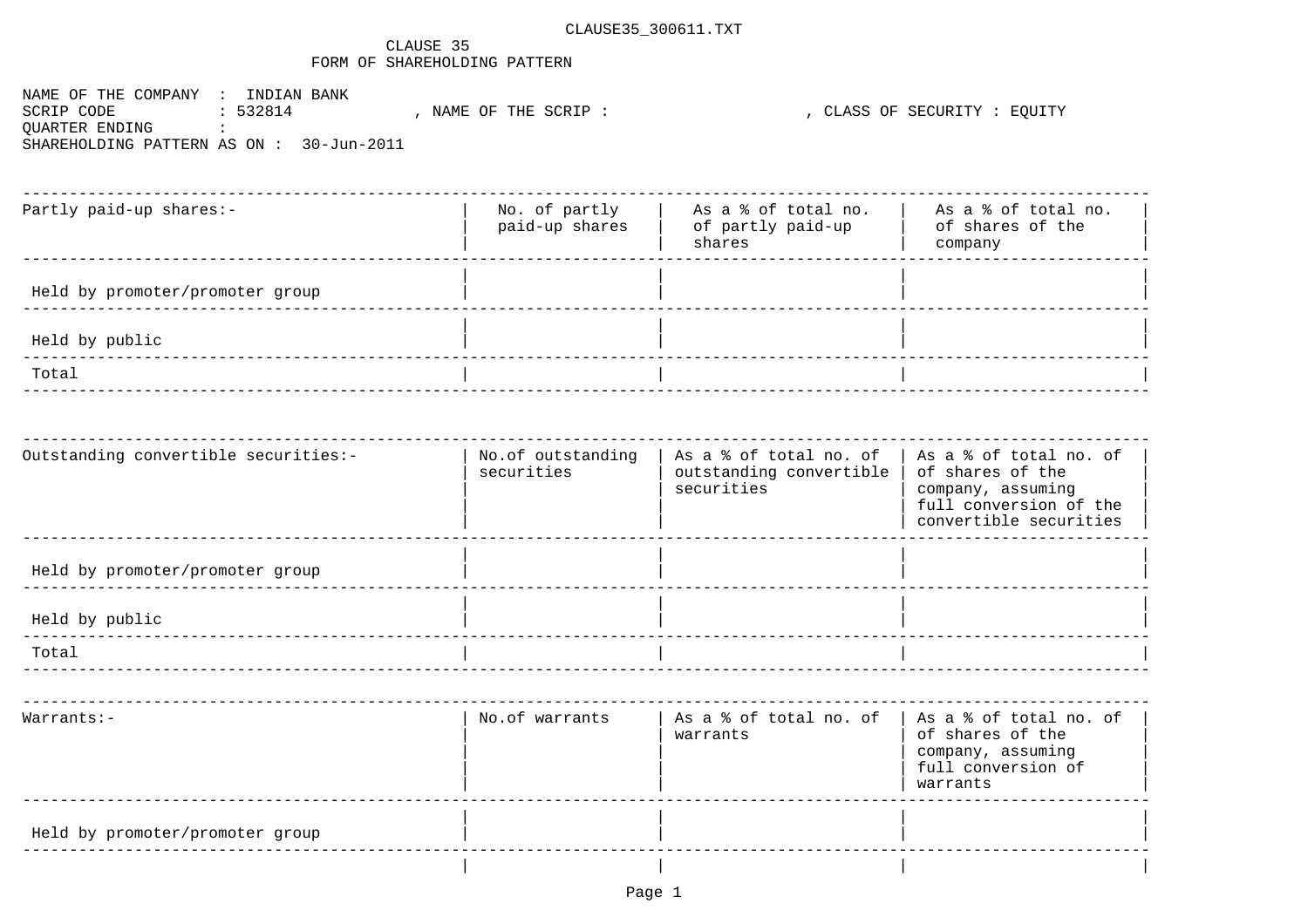CLAUSE35_300611.TXT

# CLAUSE 35
## FORM OF SHAREHOLDING PATTERN

NAME OF THE COMPANY : INDIAN BANK
SCRIP CODE : 532814 , NAME OF THE SCRIP : , CLASS OF SECURITY : EQUITY
QUARTER ENDING :
SHAREHOLDING PATTERN AS ON : 30-Jun-2011

| Partly paid-up shares:- | No. of partly paid-up shares | As a % of total no. of partly paid-up shares | As a % of total no. of shares of the company |
|---|---|---|---|
| Held by promoter/promoter group | | | |
| Held by public | | | |
| Total | | | |

| Outstanding convertible securities:- | No.of outstanding securities | As a % of total no. of outstanding convertible securities | As a % of total no. of of shares of the company, assuming full conversion of the convertible securities |
|---|---|---|---|
| Held by promoter/promoter group | | | |
| Held by public | | | |
| Total | | | |

| Warrants:- | No.of warrants | As a % of total no. of warrants | As a % of total no. of of shares of the company, assuming full conversion of warrants |
|---|---|---|---|
| Held by promoter/promoter group | | | |
| | | | |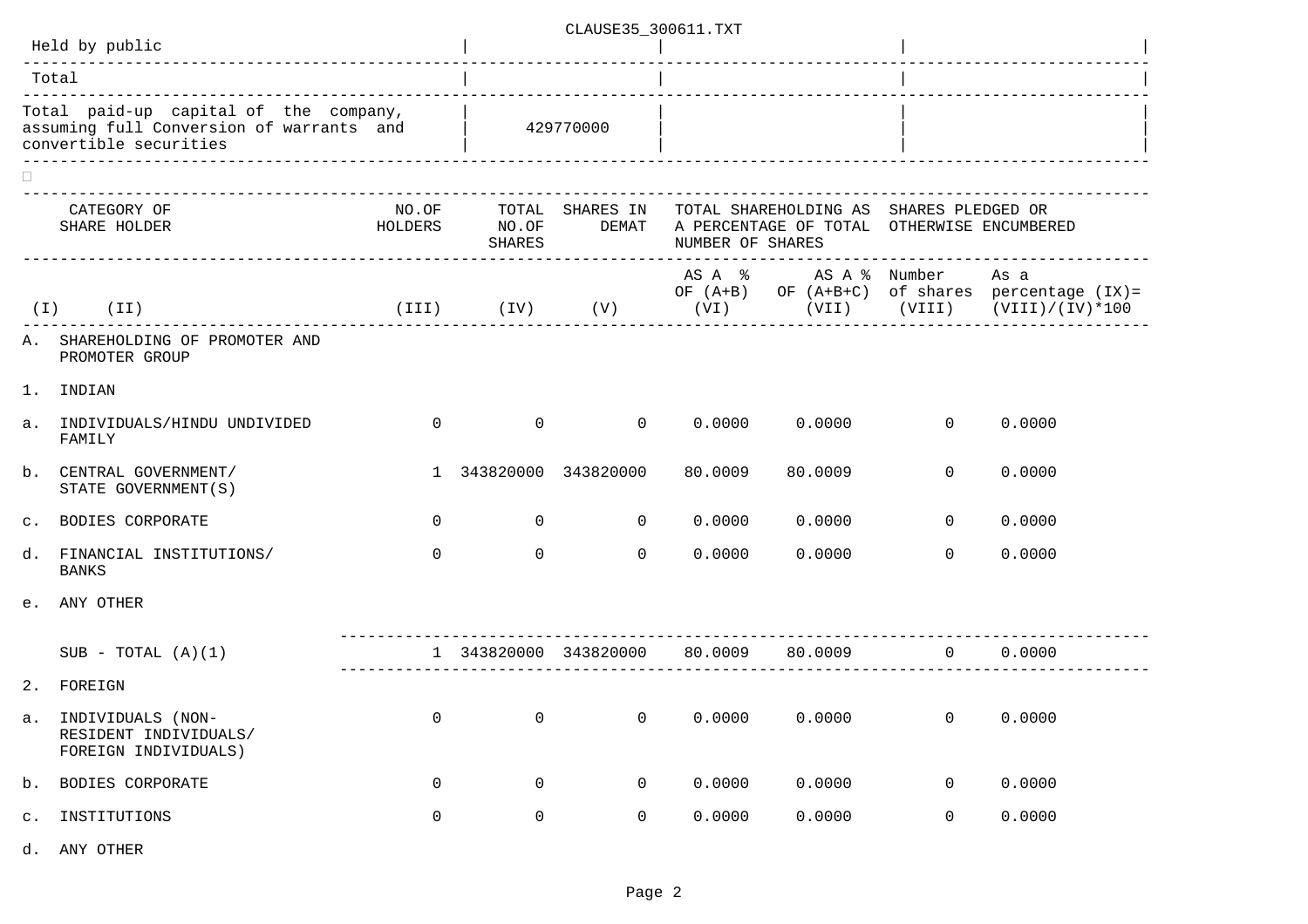| | | | | |
|---|---|---|---|---|
| Held by public | | | | |
| Total | | | | |
| Total paid-up capital of the company, assuming full Conversion of warrants and convertible securities | 429770000 | | | |

| | CATEGORY OF SHARE HOLDER | NO.OF HOLDERS | TOTAL NO.OF SHARES | SHARES IN DEMAT | TOTAL SHAREHOLDING AS A PERCENTAGE OF TOTAL NUMBER OF SHARES | | SHARES PLEDGED OR OTHERWISE ENCUMBERED | |
|---|---|---|---|---|---|---|---|---|
| | | | | | AS A % OF (A+B) | AS A % OF (A+B+C) | Number of shares | As a percentage (IX)= (VIII)/(IV)*100 |
| (I) | (II) | (III) | (IV) | (V) | (VI) | (VII) | (VIII) | |
| A. | SHAREHOLDING OF PROMOTER AND PROMOTER GROUP | | | | | | | |
| 1. | INDIAN | | | | | | | |
| a. | INDIVIDUALS/HINDU UNDIVIDED FAMILY | 0 | 0 | 0 | 0.0000 | 0.0000 | 0 | 0.0000 |
| b. | CENTRAL GOVERNMENT/ STATE GOVERNMENT(S) | 1 | 343820000 | 343820000 | 80.0009 | 80.0009 | 0 | 0.0000 |
| c. | BODIES CORPORATE | 0 | 0 | 0 | 0.0000 | 0.0000 | 0 | 0.0000 |
| d. | FINANCIAL INSTITUTIONS/ BANKS | 0 | 0 | 0 | 0.0000 | 0.0000 | 0 | 0.0000 |
| e. | ANY OTHER | | | | | | | |
| | SUB - TOTAL (A)(1) | 1 | 343820000 | 343820000 | 80.0009 | 80.0009 | 0 | 0.0000 |
| 2. | FOREIGN | | | | | | | |
| a. | INDIVIDUALS (NON-RESIDENT INDIVIDUALS/ FOREIGN INDIVIDUALS) | 0 | 0 | 0 | 0.0000 | 0.0000 | 0 | 0.0000 |
| b. | BODIES CORPORATE | 0 | 0 | 0 | 0.0000 | 0.0000 | 0 | 0.0000 |
| c. | INSTITUTIONS | 0 | 0 | 0 | 0.0000 | 0.0000 | 0 | 0.0000 |
| d. | ANY OTHER | | | | | | | |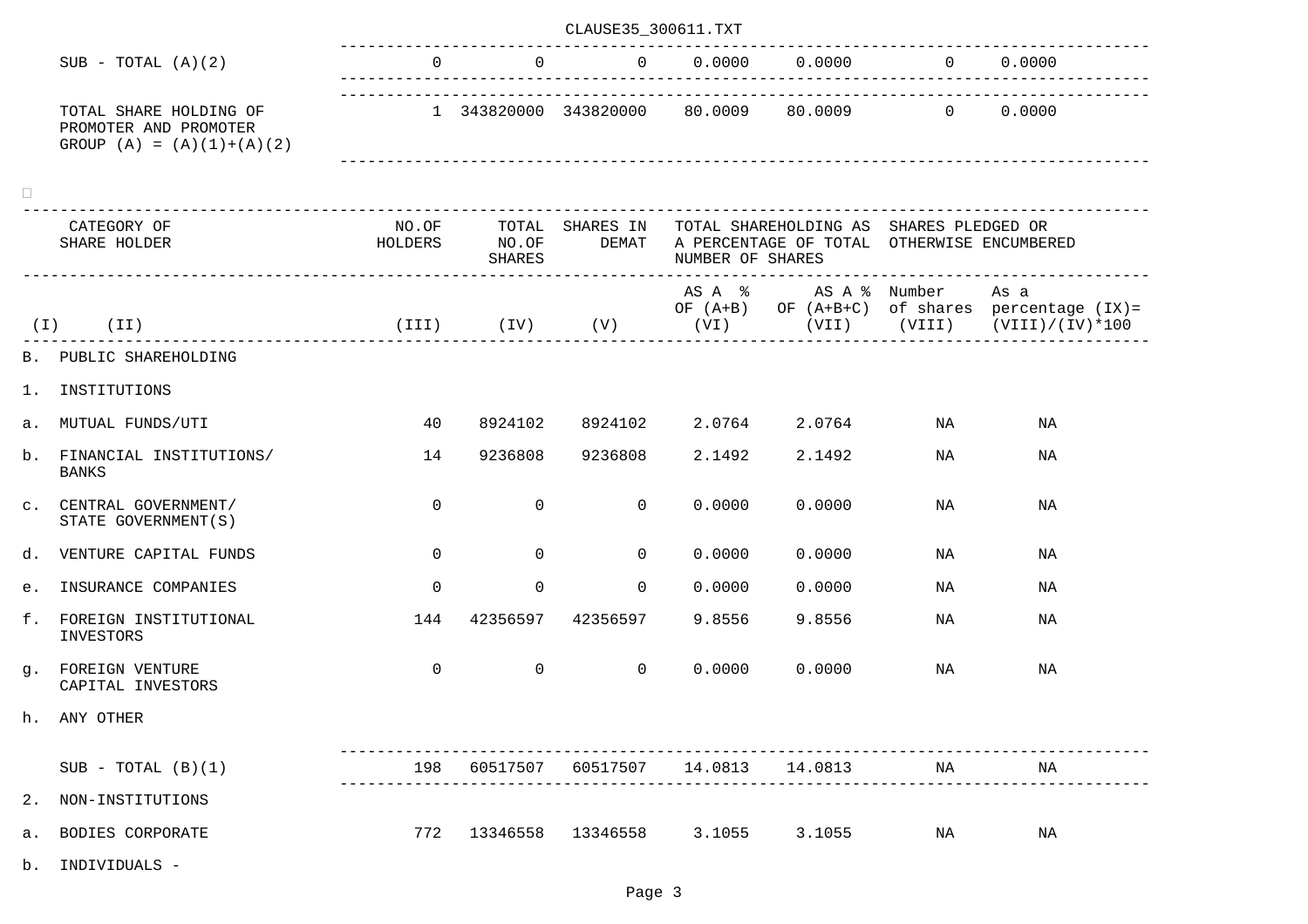| | | | | | | | | |
|---|---|---|---|---|---|---|---|---|
| | SUB - TOTAL (A)(2) | 0 | 0 | 0 | 0.0000 | 0.0000 | 0 | 0.0000 |
| | TOTAL SHARE HOLDING OF PROMOTER AND PROMOTER GROUP (A) = (A)(1)+(A)(2) | 1 | 343820000 | 343820000 | 80.0009 | 80.0009 | 0 | 0.0000 |

| | CATEGORY OF SHARE HOLDER | NO.OF HOLDERS | TOTAL NO.OF SHARES | SHARES IN DEMAT | TOTAL SHAREHOLDING AS A PERCENTAGE OF TOTAL NUMBER OF SHARES | | SHARES PLEDGED OR OTHERWISE ENCUMBERED | |
|---|---|---|---|---|---|---|---|---|
| | | | | | AS A % OF (A+B) | AS A % OF (A+B+C) | Number of shares | As a percentage (IX)= (VIII)/(IV)*100 |
| (I) | (II) | (III) | (IV) | (V) | (VI) | (VII) | (VIII) | |
| B. | PUBLIC SHAREHOLDING | | | | | | | |
| 1. | INSTITUTIONS | | | | | | | |
| a. | MUTUAL FUNDS/UTI | 40 | 8924102 | 8924102 | 2.0764 | 2.0764 | NA | NA |
| b. | FINANCIAL INSTITUTIONS/ BANKS | 14 | 9236808 | 9236808 | 2.1492 | 2.1492 | NA | NA |
| c. | CENTRAL GOVERNMENT/ STATE GOVERNMENT(S) | 0 | 0 | 0 | 0.0000 | 0.0000 | NA | NA |
| d. | VENTURE CAPITAL FUNDS | 0 | 0 | 0 | 0.0000 | 0.0000 | NA | NA |
| e. | INSURANCE COMPANIES | 0 | 0 | 0 | 0.0000 | 0.0000 | NA | NA |
| f. | FOREIGN INSTITUTIONAL INVESTORS | 144 | 42356597 | 42356597 | 9.8556 | 9.8556 | NA | NA |
| g. | FOREIGN VENTURE CAPITAL INVESTORS | 0 | 0 | 0 | 0.0000 | 0.0000 | NA | NA |
| h. | ANY OTHER | | | | | | | |
| | SUB - TOTAL (B)(1) | 198 | 60517507 | 60517507 | 14.0813 | 14.0813 | NA | NA |
| 2. | NON-INSTITUTIONS | | | | | | | |
| a. | BODIES CORPORATE | 772 | 13346558 | 13346558 | 3.1055 | 3.1055 | NA | NA |
| b. | INDIVIDUALS - | | | | | | | |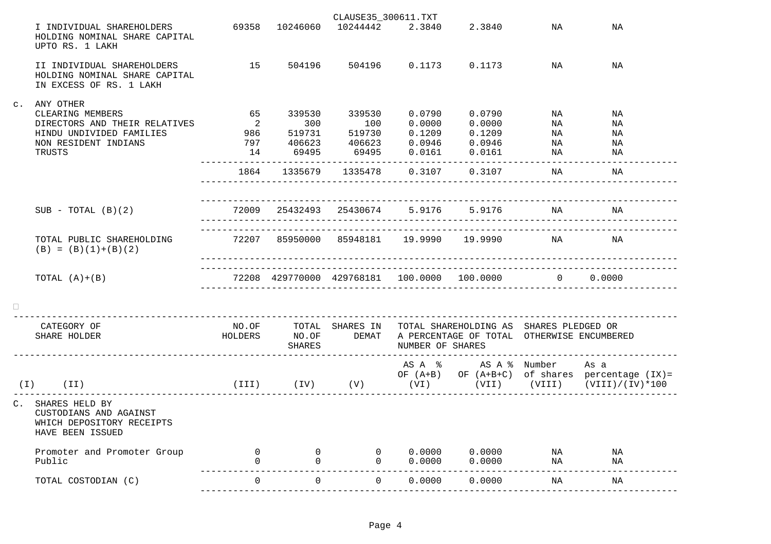| | | | | | | | | |
|---|---|---|---|---|---|---|---|---|
| | I INDIVIDUAL SHAREHOLDERS HOLDING NOMINAL SHARE CAPITAL UPTO RS. 1 LAKH | 69358 | 10246060 | 10244442 | 2.3840 | 2.3840 | NA | NA |
| | II INDIVIDUAL SHAREHOLDERS HOLDING NOMINAL SHARE CAPITAL IN EXCESS OF RS. 1 LAKH | 15 | 504196 | 504196 | 0.1173 | 0.1173 | NA | NA |
| c. | ANY OTHER | | | | | | | |
| | CLEARING MEMBERS | 65 | 339530 | 339530 | 0.0790 | 0.0790 | NA | NA |
| | DIRECTORS AND THEIR RELATIVES | 2 | 300 | 100 | 0.0000 | 0.0000 | NA | NA |
| | HINDU UNDIVIDED FAMILIES | 986 | 519731 | 519730 | 0.1209 | 0.1209 | NA | NA |
| | NON RESIDENT INDIANS | 797 | 406623 | 406623 | 0.0946 | 0.0946 | NA | NA |
| | TRUSTS | 14 | 69495 | 69495 | 0.0161 | 0.0161 | NA | NA |
| | | 1864 | 1335679 | 1335478 | 0.3107 | 0.3107 | NA | NA |
| | SUB - TOTAL (B)(2) | 72009 | 25432493 | 25430674 | 5.9176 | 5.9176 | NA | NA |
| | TOTAL PUBLIC SHAREHOLDING (B) = (B)(1)+(B)(2) | 72207 | 85950000 | 85948181 | 19.9990 | 19.9990 | NA | NA |
| | TOTAL (A)+(B) | 72208 | 429770000 | 429768181 | 100.0000 | 100.0000 | 0 | 0.0000 |

| | CATEGORY OF SHARE HOLDER | NO.OF HOLDERS | TOTAL NO.OF SHARES | SHARES IN DEMAT | TOTAL SHAREHOLDING AS A PERCENTAGE OF TOTAL NUMBER OF SHARES | | SHARES PLEDGED OR OTHERWISE ENCUMBERED | |
|---|---|---|---|---|---|---|---|---|
| | | | | | AS A % OF (A+B) | AS A % OF (A+B+C) | Number of shares | As a percentage (IX)= (VIII)/(IV)*100 |
| (I) | (II) | (III) | (IV) | (V) | (VI) | (VII) | (VIII) | |
| C. | SHARES HELD BY CUSTODIANS AND AGAINST WHICH DEPOSITORY RECEIPTS HAVE BEEN ISSUED | | | | | | | |
| | Promoter and Promoter Group | 0 | 0 | 0 | 0.0000 | 0.0000 | NA | NA |
| | Public | 0 | 0 | 0 | 0.0000 | 0.0000 | NA | NA |
| | TOTAL COSTODIAN (C) | 0 | 0 | 0 | 0.0000 | 0.0000 | NA | NA |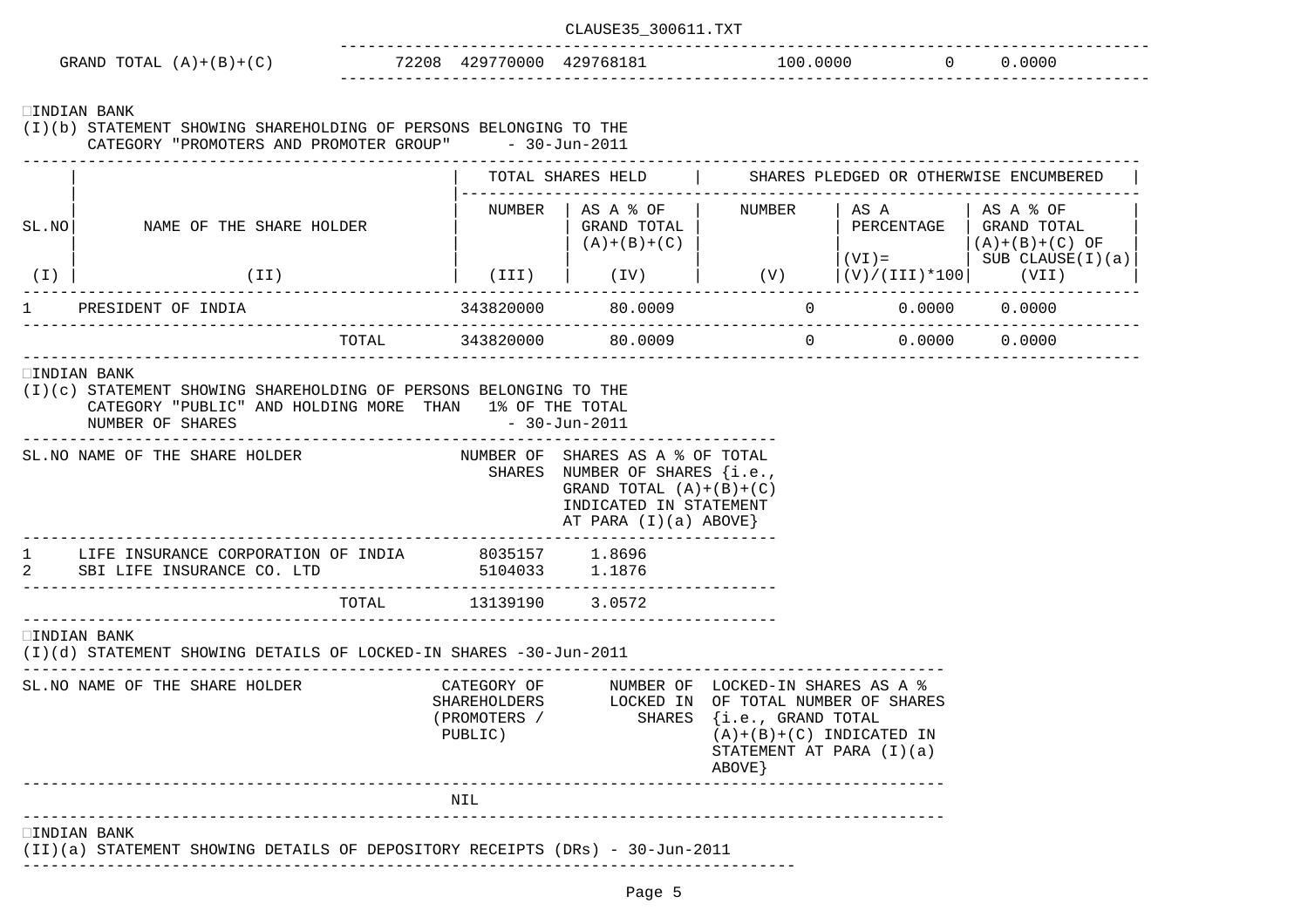| GRAND TOTAL (A)+(B)+(C) | 72208 | 429770000 | 429768181 | 100.0000 | 0 | 0.0000 |
|---|---|---|---|---|---|---|

INDIAN BANK

(I)(b) STATEMENT SHOWING SHAREHOLDING OF PERSONS BELONGING TO THE CATEGORY "PROMOTERS AND PROMOTER GROUP" - 30-Jun-2011

| SL.NO | NAME OF THE SHARE HOLDER | TOTAL SHARES HELD | | SHARES PLEDGED OR OTHERWISE ENCUMBERED | | |
|---|---|---|---|---|---|---|
| | | NUMBER | AS A % OF GRAND TOTAL (A)+(B)+(C) | NUMBER | AS A PERCENTAGE (VI)= (V)/(III)*100 | AS A % OF GRAND TOTAL (A)+(B)+(C) OF SUB CLAUSE(I)(a) |
| (I) | (II) | (III) | (IV) | (V) | | (VII) |
| 1 | PRESIDENT OF INDIA | 343820000 | 80.0009 | 0 | 0.0000 | 0.0000 |
| | TOTAL | 343820000 | 80.0009 | 0 | 0.0000 | 0.0000 |

INDIAN BANK

(I)(c) STATEMENT SHOWING SHAREHOLDING OF PERSONS BELONGING TO THE CATEGORY "PUBLIC" AND HOLDING MORE THAN 1% OF THE TOTAL NUMBER OF SHARES - 30-Jun-2011

| SL.NO | NAME OF THE SHARE HOLDER | NUMBER OF SHARES | SHARES AS A % OF TOTAL NUMBER OF SHARES {i.e., GRAND TOTAL (A)+(B)+(C) INDICATED IN STATEMENT AT PARA (I)(a) ABOVE} |
|---|---|---|---|
| 1 | LIFE INSURANCE CORPORATION OF INDIA | 8035157 | 1.8696 |
| 2 | SBI LIFE INSURANCE CO. LTD | 5104033 | 1.1876 |
| | TOTAL | 13139190 | 3.0572 |

INDIAN BANK

(I)(d) STATEMENT SHOWING DETAILS OF LOCKED-IN SHARES -30-Jun-2011

| SL.NO | NAME OF THE SHARE HOLDER | CATEGORY OF SHAREHOLDERS (PROMOTERS / PUBLIC) | NUMBER OF LOCKED IN SHARES | LOCKED-IN SHARES AS A % OF TOTAL NUMBER OF SHARES {i.e., GRAND TOTAL (A)+(B)+(C) INDICATED IN STATEMENT AT PARA (I)(a) ABOVE} |
|---|---|---|---|---|
| | | NIL | | |

INDIAN BANK

(II)(a) STATEMENT SHOWING DETAILS OF DEPOSITORY RECEIPTS (DRs) - 30-Jun-2011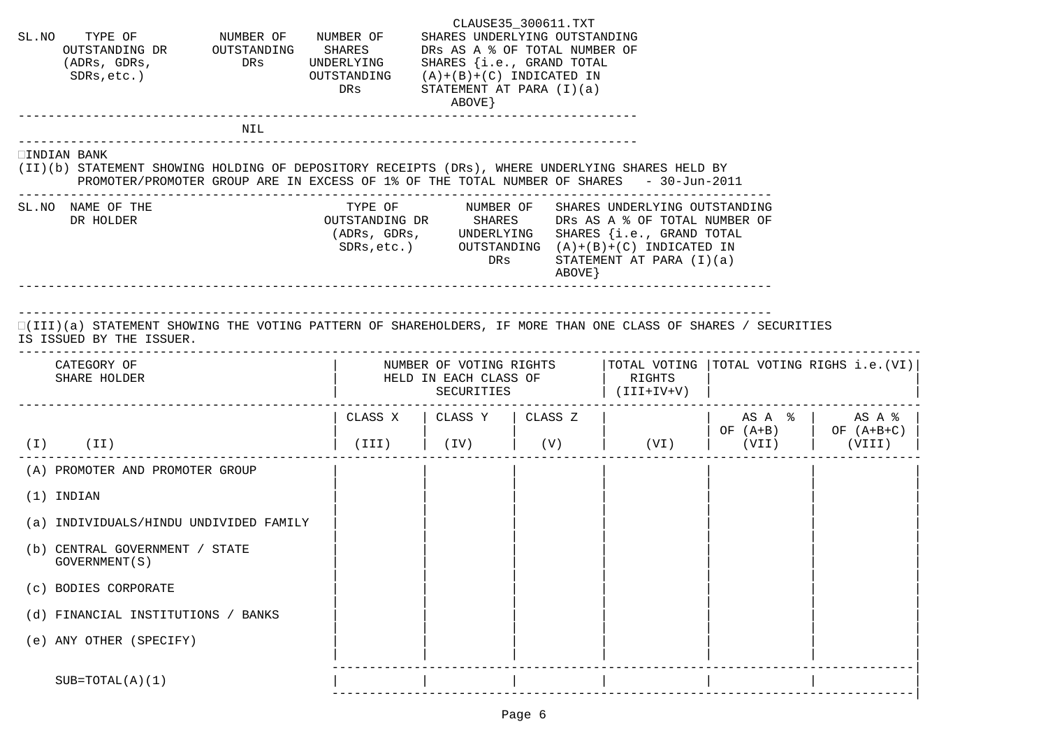CLAUSE35_300611.TXT

| SL.NO | TYPE OF OUTSTANDING DR (ADRs, GDRs, SDRs,etc.) | NUMBER OF OUTSTANDING DRs | NUMBER OF SHARES UNDERLYING OUTSTANDING DRs | SHARES UNDERLYING OUTSTANDING DRs AS A % OF TOTAL NUMBER OF SHARES {i.e., GRAND TOTAL (A)+(B)+(C) INDICATED IN STATEMENT AT PARA (I)(a) ABOVE} |
|---|---|---|---|---|
| | | NIL | | |

INDIAN BANK

## (II)(b) STATEMENT SHOWING HOLDING OF DEPOSITORY RECEIPTS (DRs), WHERE UNDERLYING SHARES HELD BY PROMOTER/PROMOTER GROUP ARE IN EXCESS OF 1% OF THE TOTAL NUMBER OF SHARES - 30-Jun-2011

| SL.NO | NAME OF THE DR HOLDER | TYPE OF OUTSTANDING DR (ADRs, GDRs, SDRs,etc.) | NUMBER OF SHARES UNDERLYING OUTSTANDING DRs | SHARES UNDERLYING OUTSTANDING DRs AS A % OF TOTAL NUMBER OF SHARES {i.e., GRAND TOTAL (A)+(B)+(C) INDICATED IN STATEMENT AT PARA (I)(a) ABOVE} |
|---|---|---|---|---|

## (III)(a) STATEMENT SHOWING THE VOTING PATTERN OF SHAREHOLDERS, IF MORE THAN ONE CLASS OF SHARES / SECURITIES IS ISSUED BY THE ISSUER.

| | CATEGORY OF SHARE HOLDER | NUMBER OF VOTING RIGHTS HELD IN EACH CLASS OF SECURITIES | | | TOTAL VOTING RIGHTS (III+IV+V) | TOTAL VOTING RIGHS i.e.(VI) | |
|---|---|---|---|---|---|---|---|
| | | CLASS X | CLASS Y | CLASS Z | | AS A % OF (A+B) | AS A % OF (A+B+C) |
| (I) | (II) | (III) | (IV) | (V) | (VI) | (VII) | (VIII) |
| (A) | PROMOTER AND PROMOTER GROUP | | | | | | |
| (1) | INDIAN | | | | | | |
| (a) | INDIVIDUALS/HINDU UNDIVIDED FAMILY | | | | | | |
| (b) | CENTRAL GOVERNMENT / STATE GOVERNMENT(S) | | | | | | |
| (c) | BODIES CORPORATE | | | | | | |
| (d) | FINANCIAL INSTITUTIONS / BANKS | | | | | | |
| (e) | ANY OTHER (SPECIFY) | | | | | | |
| | SUB=TOTAL(A)(1) | | | | | | |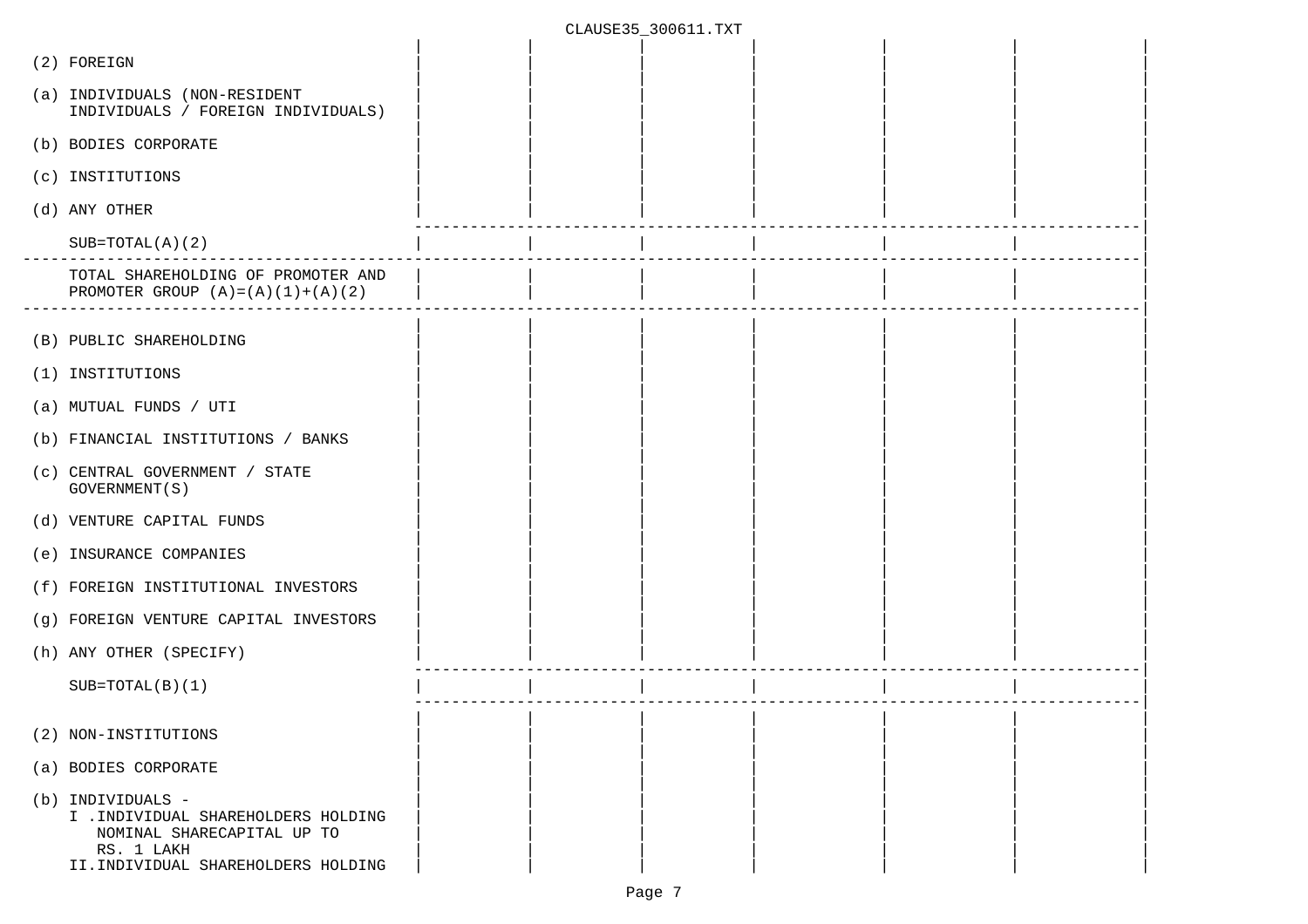| | | | | | | |
|---|---|---|---|---|---|---|
| (2) FOREIGN | | | | | | |
| (a) INDIVIDUALS (NON-RESIDENT INDIVIDUALS / FOREIGN INDIVIDUALS) | | | | | | |
| (b) BODIES CORPORATE | | | | | | |
| (c) INSTITUTIONS | | | | | | |
| (d) ANY OTHER | | | | | | |
| SUB=TOTAL(A)(2) | | | | | | |
| TOTAL SHAREHOLDING OF PROMOTER AND PROMOTER GROUP (A)=(A)(1)+(A)(2) | | | | | | |
| (B) PUBLIC SHAREHOLDING | | | | | | |
| (1) INSTITUTIONS | | | | | | |
| (a) MUTUAL FUNDS / UTI | | | | | | |
| (b) FINANCIAL INSTITUTIONS / BANKS | | | | | | |
| (c) CENTRAL GOVERNMENT / STATE GOVERNMENT(S) | | | | | | |
| (d) VENTURE CAPITAL FUNDS | | | | | | |
| (e) INSURANCE COMPANIES | | | | | | |
| (f) FOREIGN INSTITUTIONAL INVESTORS | | | | | | |
| (g) FOREIGN VENTURE CAPITAL INVESTORS | | | | | | |
| (h) ANY OTHER (SPECIFY) | | | | | | |
| SUB=TOTAL(B)(1) | | | | | | |
| (2) NON-INSTITUTIONS | | | | | | |
| (a) BODIES CORPORATE | | | | | | |
| (b) INDIVIDUALS - I .INDIVIDUAL SHAREHOLDERS HOLDING NOMINAL SHARECAPITAL UP TO RS. 1 LAKH | | | | | | |
| II.INDIVIDUAL SHAREHOLDERS HOLDING | | | | | | |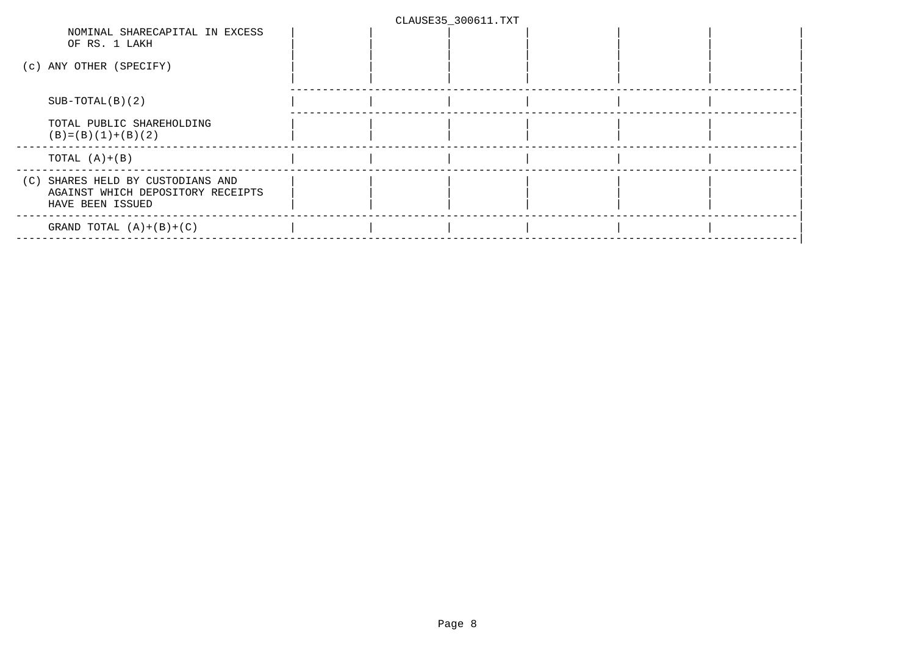| | | | | | | |
|---|---|---|---|---|---|---|
| NOMINAL SHARECAPITAL IN EXCESS OF RS. 1 LAKH | | | | | | |
| (c) ANY OTHER (SPECIFY) | | | | | | |
| SUB-TOTAL(B)(2) | | | | | | |
| TOTAL PUBLIC SHAREHOLDING (B)=(B)(1)+(B)(2) | | | | | | |
| TOTAL (A)+(B) | | | | | | |
| (C) SHARES HELD BY CUSTODIANS AND AGAINST WHICH DEPOSITORY RECEIPTS HAVE BEEN ISSUED | | | | | | |
| GRAND TOTAL (A)+(B)+(C) | | | | | | |